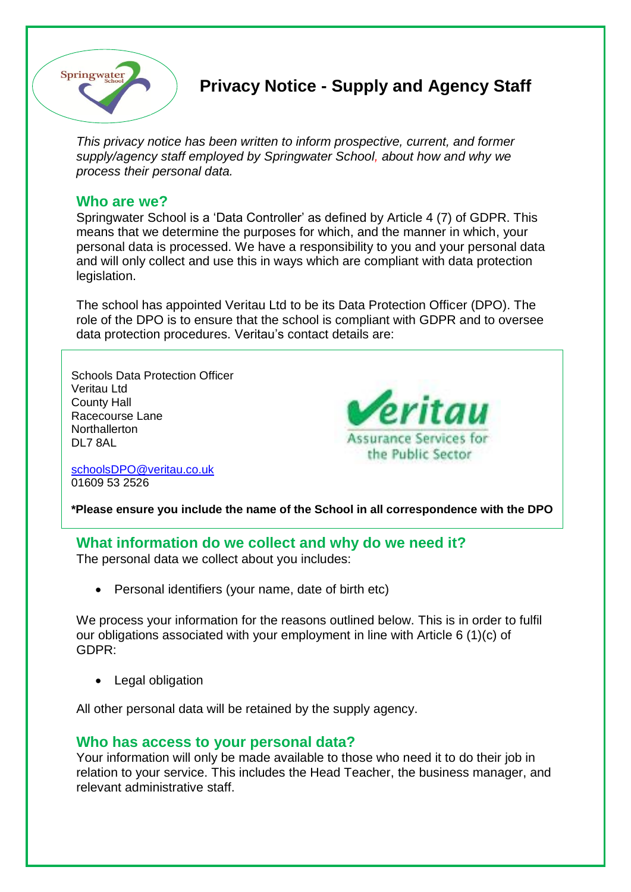# Privacy Notice - Supply and Agency Staff

*This privacy notice has been written to inform prospective, current, and former supply/agency staff employed by Springwater School, about how and why we process their personal data.*

## Who are we?

Springwater School is a 'Data Controller' as defined by Article 4 (7) of GDPR. This means that we determine the purposes for which, and the manner in which, your personal data is processed. We have a responsibility to you and your personal data and will only collect and use this in ways which are compliant with data protection legislation.

The school has appointed Veritau Ltd to be its Data Protection Officer (DPO). The role of the DPO is to ensure that the school is compliant with GDPR and to oversee data protection procedures. Veritau's contact details are:

Schools Data Protection Officer
Veritau Ltd
County Hall
Racecourse Lane
Northallerton
DL7 8AL

schoolsDPO@veritau.co.uk
01609 53 2526

**\*Please ensure you include the name of the School in all correspondence with the DPO**

## What information do we collect and why do we need it?

The personal data we collect about you includes:

- Personal identifiers (your name, date of birth etc)

We process your information for the reasons outlined below. This is in order to fulfil our obligations associated with your employment in line with Article 6 (1)(c) of GDPR:

- Legal obligation

All other personal data will be retained by the supply agency.

## Who has access to your personal data?

Your information will only be made available to those who need it to do their job in relation to your service. This includes the Head Teacher, the business manager, and relevant administrative staff.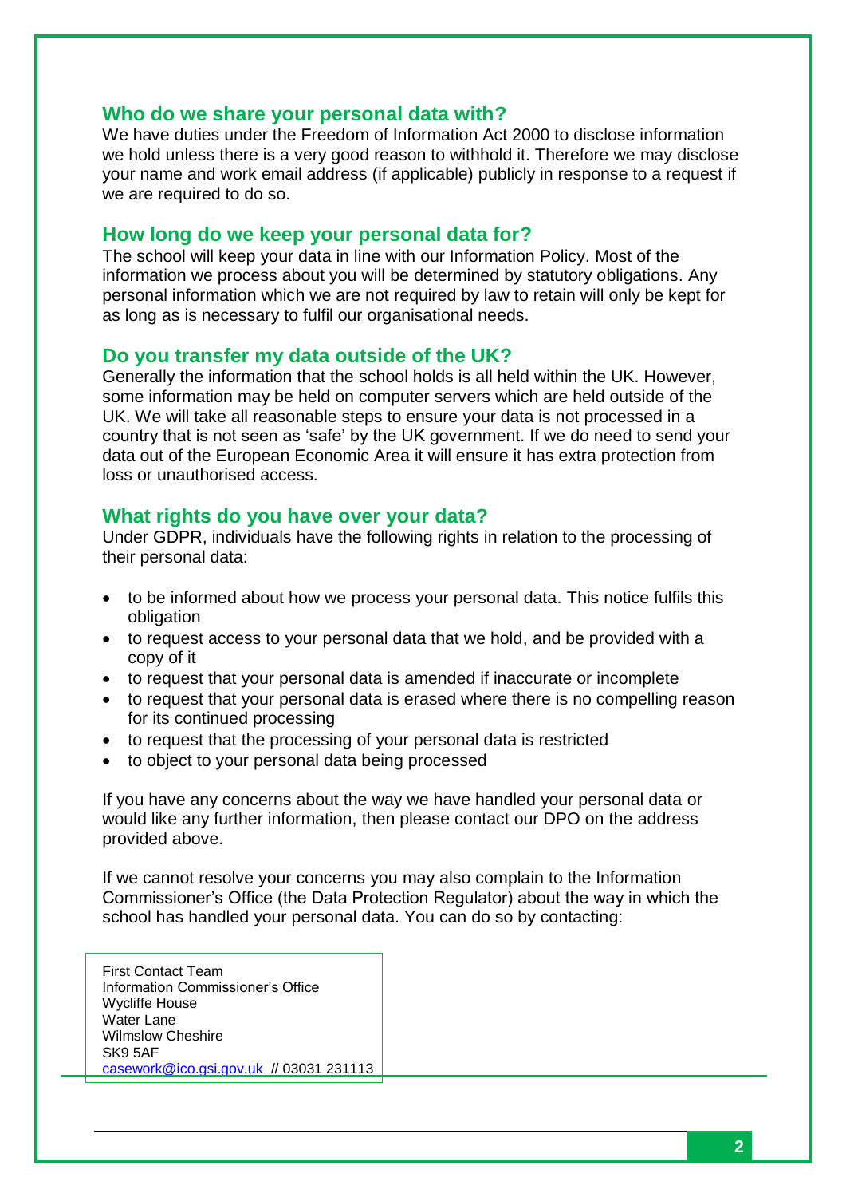## Who do we share your personal data with?

We have duties under the Freedom of Information Act 2000 to disclose information we hold unless there is a very good reason to withhold it. Therefore we may disclose your name and work email address (if applicable) publicly in response to a request if we are required to do so.

## How long do we keep your personal data for?

The school will keep your data in line with our Information Policy. Most of the information we process about you will be determined by statutory obligations. Any personal information which we are not required by law to retain will only be kept for as long as is necessary to fulfil our organisational needs.

## Do you transfer my data outside of the UK?

Generally the information that the school holds is all held within the UK. However, some information may be held on computer servers which are held outside of the UK. We will take all reasonable steps to ensure your data is not processed in a country that is not seen as 'safe' by the UK government. If we do need to send your data out of the European Economic Area it will ensure it has extra protection from loss or unauthorised access.

## What rights do you have over your data?

Under GDPR, individuals have the following rights in relation to the processing of their personal data:

- to be informed about how we process your personal data. This notice fulfils this obligation
- to request access to your personal data that we hold, and be provided with a copy of it
- to request that your personal data is amended if inaccurate or incomplete
- to request that your personal data is erased where there is no compelling reason for its continued processing
- to request that the processing of your personal data is restricted
- to object to your personal data being processed

If you have any concerns about the way we have handled your personal data or would like any further information, then please contact our DPO on the address provided above.

If we cannot resolve your concerns you may also complain to the Information Commissioner's Office (the Data Protection Regulator) about the way in which the school has handled your personal data. You can do so by contacting:

First Contact Team
Information Commissioner's Office
Wycliffe House
Water Lane
Wilmslow Cheshire
SK9 5AF
casework@ico.gsi.gov.uk // 03031 231113